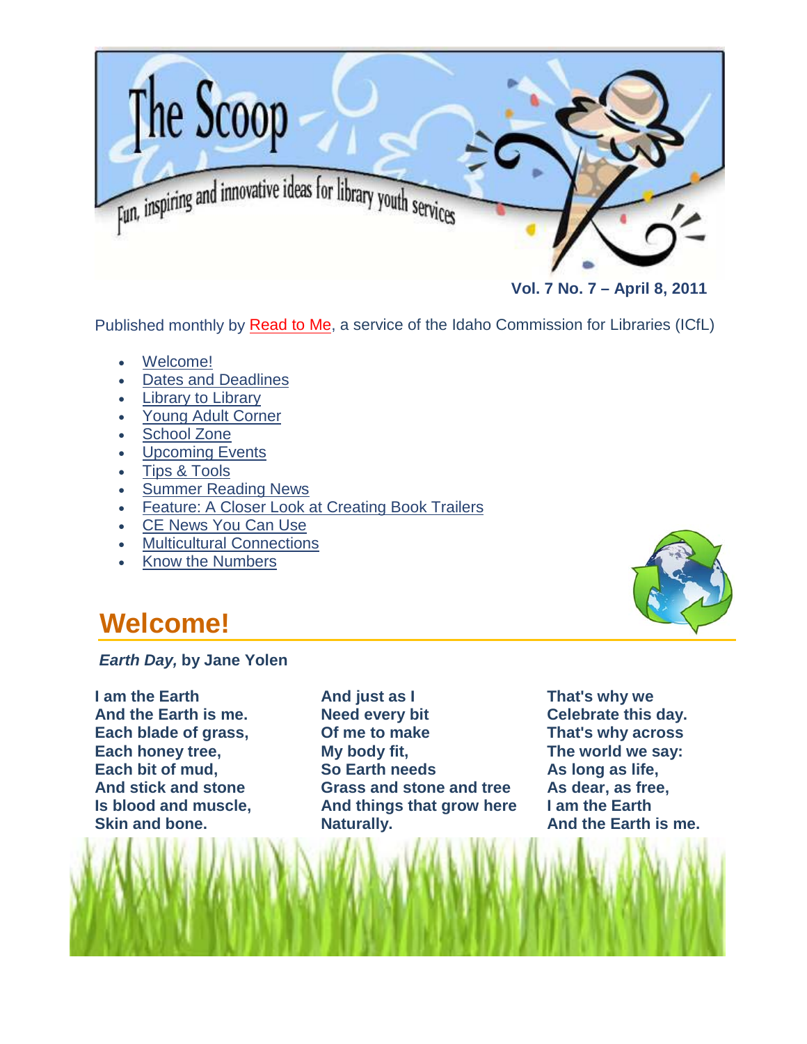# The Scoop

Fun, inspiring and innovative ideas for library youth services

**Vol. 7 No. 7 – April 8, 2011**

Published monthly by Read to Me, a service of the Idaho Commission for Libraries (ICfL)

- Welcome!
- Dates and Deadlines
- Library to Library
- Young Adult Corner
- School Zone
- Upcoming Events
- Tips & Tools
- Summer Reading News
- Feature: A Closer Look at Creating Book Trailers
- CE News You Can Use
- Multicultural Connections
- Know the Numbers

## Welcome!

***Earth Day,* by Jane Yolen**

**I am the Earth**
**And the Earth is me.**
**Each blade of grass,**
**Each honey tree,**
**Each bit of mud,**
**And stick and stone**
**Is blood and muscle,**
**Skin and bone.**

**And just as I**
**Need every bit**
**Of me to make**
**My body fit,**
**So Earth needs**
**Grass and stone and tree**
**And things that grow here**
**Naturally.**

**That's why we**
**Celebrate this day.**
**That's why across**
**The world we say:**
**As long as life,**
**As dear, as free,**
**I am the Earth**
**And the Earth is me.**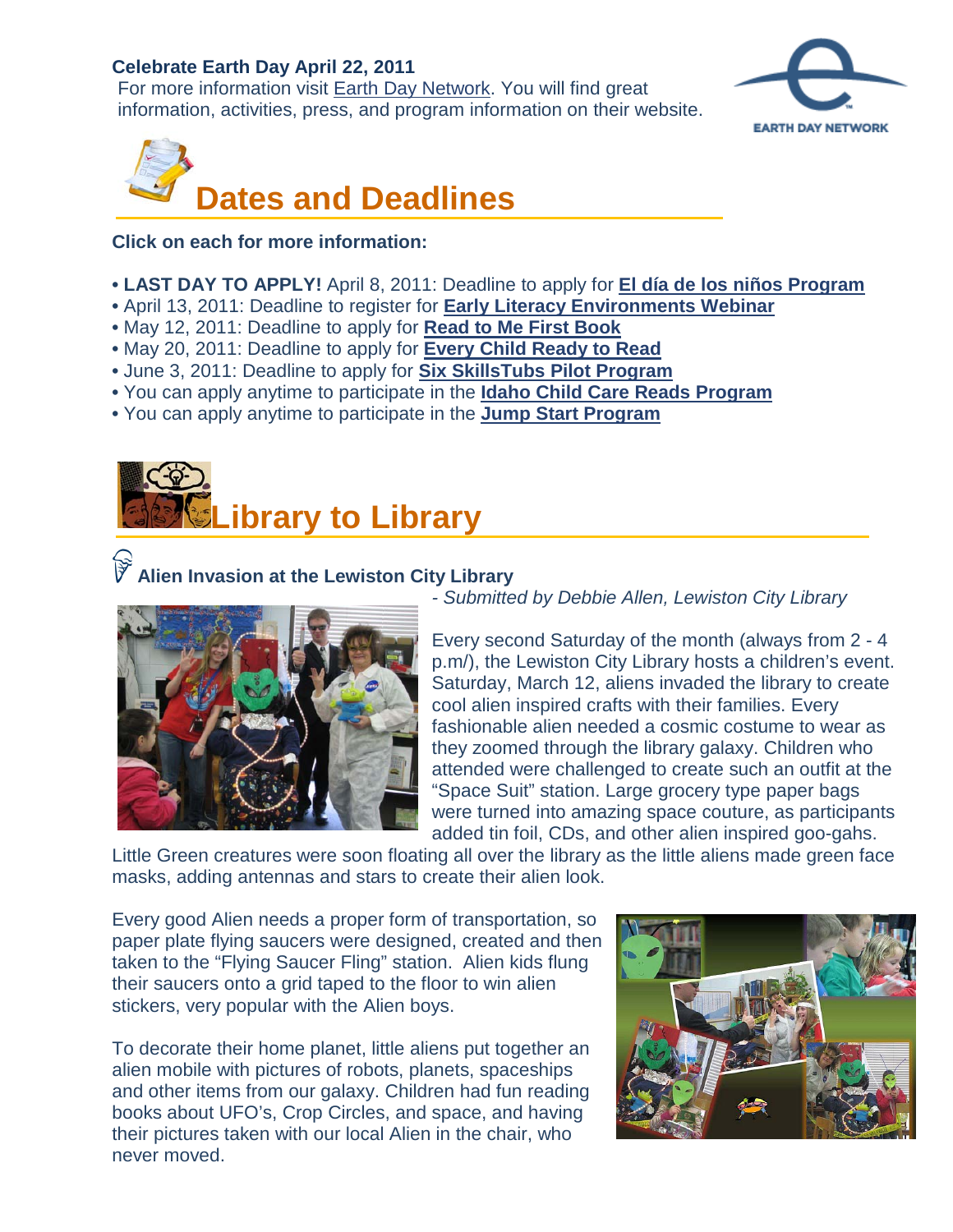**Celebrate Earth Day April 22, 2011**

For more information visit Earth Day Network. You will find great information, activities, press, and program information on their website.

## Dates and Deadlines

**Click on each for more information:**

- **LAST DAY TO APPLY!** April 8, 2011: Deadline to apply for **El día de los niños Program**
- April 13, 2011: Deadline to register for **Early Literacy Environments Webinar**
- May 12, 2011: Deadline to apply for **Read to Me First Book**
- May 20, 2011: Deadline to apply for **Every Child Ready to Read**
- June 3, 2011: Deadline to apply for **Six SkillsTubs Pilot Program**
- You can apply anytime to participate in the **Idaho Child Care Reads Program**
- You can apply anytime to participate in the **Jump Start Program**

## Library to Library

### Alien Invasion at the Lewiston City Library

*- Submitted by Debbie Allen, Lewiston City Library*

Every second Saturday of the month (always from 2 - 4 p.m/), the Lewiston City Library hosts a children's event. Saturday, March 12, aliens invaded the library to create cool alien inspired crafts with their families. Every fashionable alien needed a cosmic costume to wear as they zoomed through the library galaxy. Children who attended were challenged to create such an outfit at the "Space Suit" station. Large grocery type paper bags were turned into amazing space couture, as participants added tin foil, CDs, and other alien inspired goo-gahs. Little Green creatures were soon floating all over the library as the little aliens made green face masks, adding antennas and stars to create their alien look.

Every good Alien needs a proper form of transportation, so paper plate flying saucers were designed, created and then taken to the "Flying Saucer Fling" station. Alien kids flung their saucers onto a grid taped to the floor to win alien stickers, very popular with the Alien boys.

To decorate their home planet, little aliens put together an alien mobile with pictures of robots, planets, spaceships and other items from our galaxy. Children had fun reading books about UFO's, Crop Circles, and space, and having their pictures taken with our local Alien in the chair, who never moved.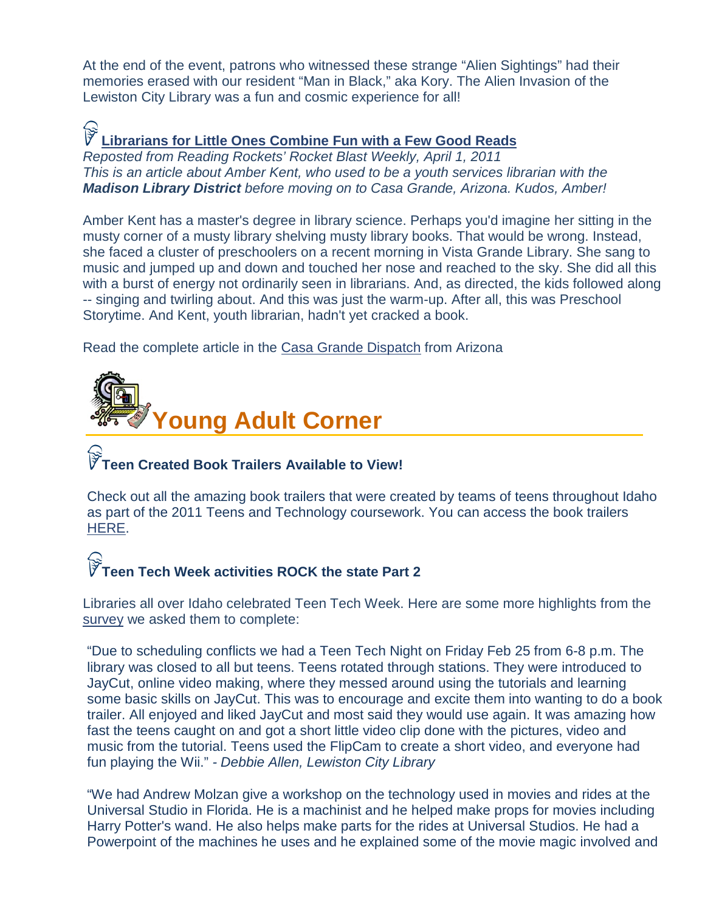At the end of the event, patrons who witnessed these strange "Alien Sightings" had their memories erased with our resident "Man in Black," aka Kory. The Alien Invasion of the Lewiston City Library was a fun and cosmic experience for all!

### Librarians for Little Ones Combine Fun with a Few Good Reads

*Reposted from Reading Rockets' Rocket Blast Weekly, April 1, 2011*
*This is an article about Amber Kent, who used to be a youth services librarian with the* ***Madison Library District*** *before moving on to Casa Grande, Arizona. Kudos, Amber!*

Amber Kent has a master's degree in library science. Perhaps you'd imagine her sitting in the musty corner of a musty library shelving musty library books. That would be wrong. Instead, she faced a cluster of preschoolers on a recent morning in Vista Grande Library. She sang to music and jumped up and down and touched her nose and reached to the sky. She did all this with a burst of energy not ordinarily seen in librarians. And, as directed, the kids followed along -- singing and twirling about. And this was just the warm-up. After all, this was Preschool Storytime. And Kent, youth librarian, hadn't yet cracked a book.

Read the complete article in the Casa Grande Dispatch from Arizona

## Young Adult Corner

### Teen Created Book Trailers Available to View!

Check out all the amazing book trailers that were created by teams of teens throughout Idaho as part of the 2011 Teens and Technology coursework. You can access the book trailers HERE.

### Teen Tech Week activities ROCK the state Part 2

Libraries all over Idaho celebrated Teen Tech Week. Here are some more highlights from the survey we asked them to complete:

"Due to scheduling conflicts we had a Teen Tech Night on Friday Feb 25 from 6-8 p.m. The library was closed to all but teens. Teens rotated through stations. They were introduced to JayCut, online video making, where they messed around using the tutorials and learning some basic skills on JayCut. This was to encourage and excite them into wanting to do a book trailer. All enjoyed and liked JayCut and most said they would use again. It was amazing how fast the teens caught on and got a short little video clip done with the pictures, video and music from the tutorial. Teens used the FlipCam to create a short video, and everyone had fun playing the Wii." - *Debbie Allen, Lewiston City Library*

"We had Andrew Molzan give a workshop on the technology used in movies and rides at the Universal Studio in Florida. He is a machinist and he helped make props for movies including Harry Potter's wand. He also helps make parts for the rides at Universal Studios. He had a Powerpoint of the machines he uses and he explained some of the movie magic involved and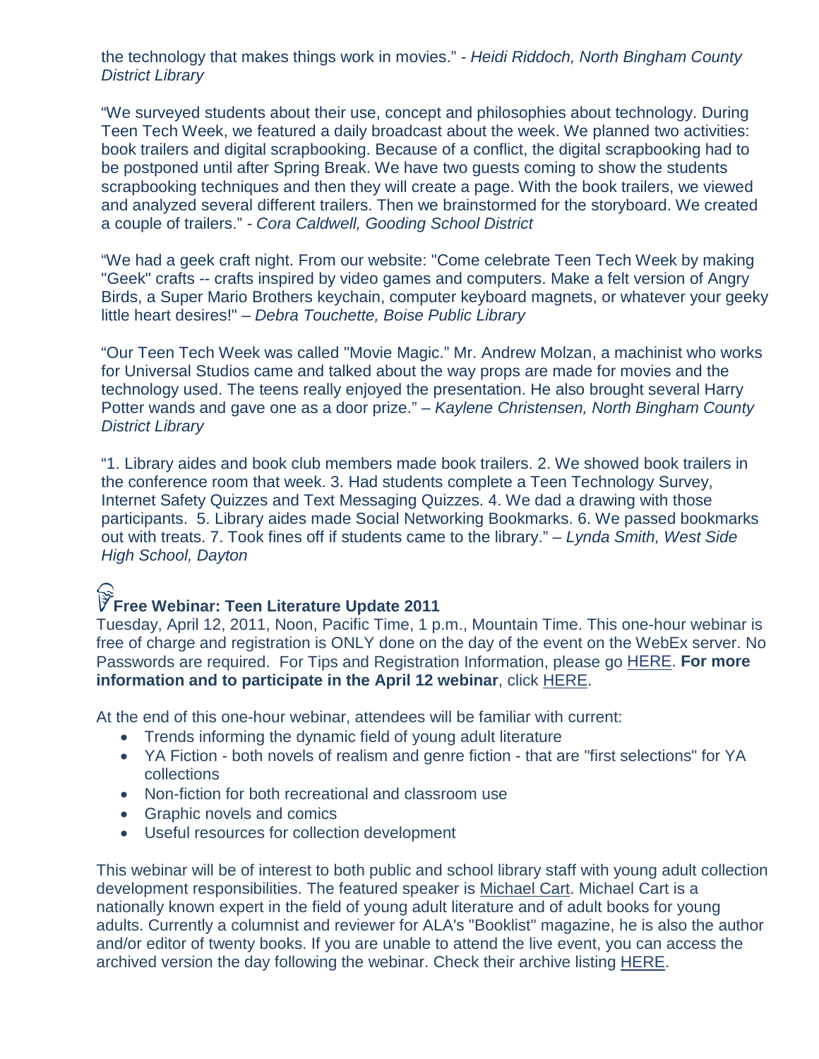the technology that makes things work in movies." - *Heidi Riddoch, North Bingham County District Library*

"We surveyed students about their use, concept and philosophies about technology. During Teen Tech Week, we featured a daily broadcast about the week. We planned two activities: book trailers and digital scrapbooking. Because of a conflict, the digital scrapbooking had to be postponed until after Spring Break. We have two guests coming to show the students scrapbooking techniques and then they will create a page. With the book trailers, we viewed and analyzed several different trailers. Then we brainstormed for the storyboard. We created a couple of trailers." - *Cora Caldwell, Gooding School District*

"We had a geek craft night. From our website: "Come celebrate Teen Tech Week by making "Geek" crafts -- crafts inspired by video games and computers. Make a felt version of Angry Birds, a Super Mario Brothers keychain, computer keyboard magnets, or whatever your geeky little heart desires!" – *Debra Touchette, Boise Public Library*

"Our Teen Tech Week was called "Movie Magic." Mr. Andrew Molzan, a machinist who works for Universal Studios came and talked about the way props are made for movies and the technology used. The teens really enjoyed the presentation. He also brought several Harry Potter wands and gave one as a door prize." – *Kaylene Christensen, North Bingham County District Library*

"1. Library aides and book club members made book trailers. 2. We showed book trailers in the conference room that week. 3. Had students complete a Teen Technology Survey, Internet Safety Quizzes and Text Messaging Quizzes. 4. We dad a drawing with those participants. 5. Library aides made Social Networking Bookmarks. 6. We passed bookmarks out with treats. 7. Took fines off if students came to the library." – *Lynda Smith, West Side High School, Dayton*

## Free Webinar: Teen Literature Update 2011

Tuesday, April 12, 2011, Noon, Pacific Time, 1 p.m., Mountain Time. This one-hour webinar is free of charge and registration is ONLY done on the day of the event on the WebEx server. No Passwords are required. For Tips and Registration Information, please go HERE. **For more information and to participate in the April 12 webinar**, click HERE.

At the end of this one-hour webinar, attendees will be familiar with current:

- Trends informing the dynamic field of young adult literature
- YA Fiction - both novels of realism and genre fiction - that are "first selections" for YA collections
- Non-fiction for both recreational and classroom use
- Graphic novels and comics
- Useful resources for collection development

This webinar will be of interest to both public and school library staff with young adult collection development responsibilities. The featured speaker is Michael Cart. Michael Cart is a nationally known expert in the field of young adult literature and of adult books for young adults. Currently a columnist and reviewer for ALA's "Booklist" magazine, he is also the author and/or editor of twenty books. If you are unable to attend the live event, you can access the archived version the day following the webinar. Check their archive listing HERE.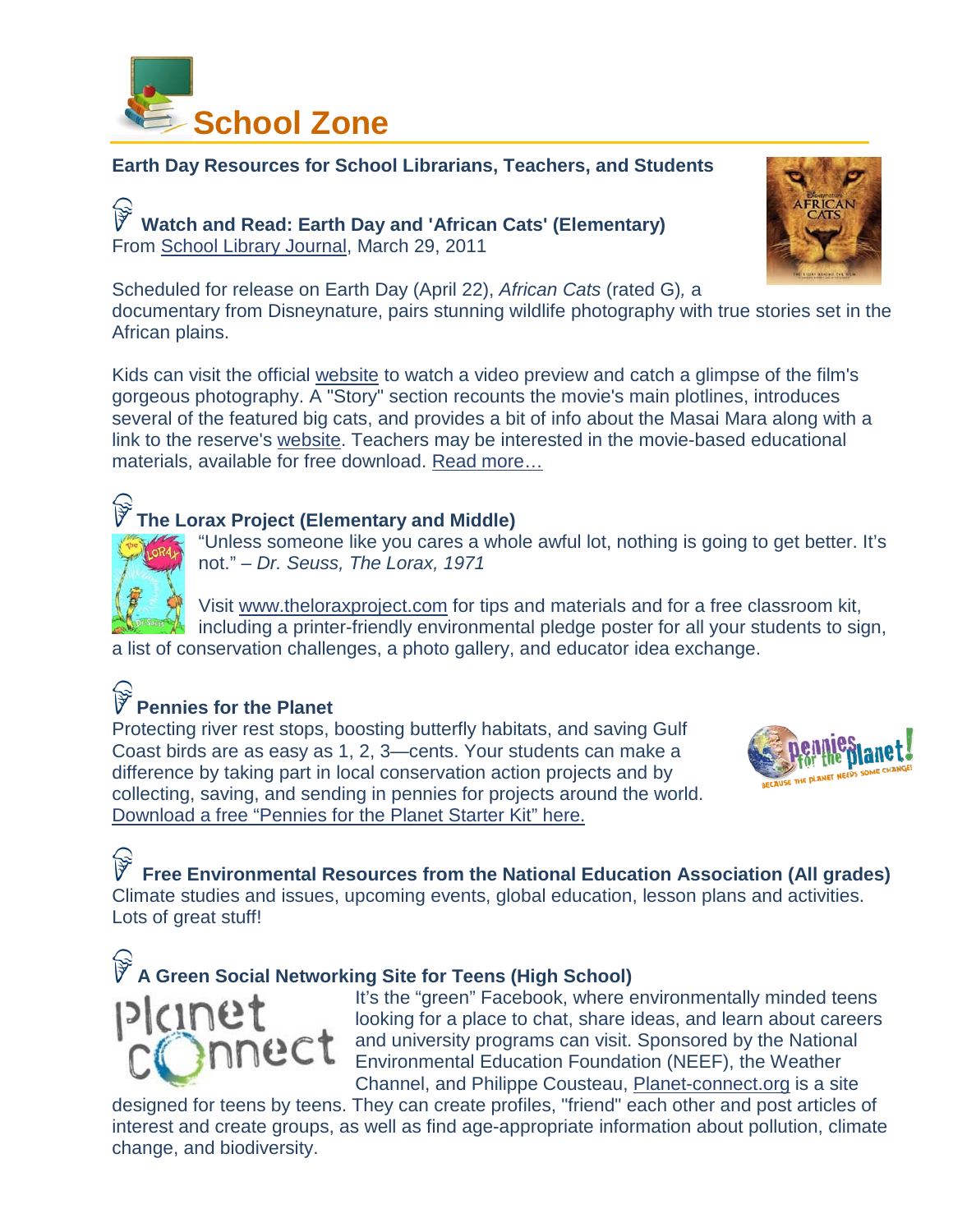# School Zone

## Earth Day Resources for School Librarians, Teachers, and Students

### Watch and Read: Earth Day and 'African Cats' (Elementary)

From School Library Journal, March 29, 2011

Scheduled for release on Earth Day (April 22), *African Cats* (rated G), a documentary from Disneynature, pairs stunning wildlife photography with true stories set in the African plains.

Kids can visit the official website to watch a video preview and catch a glimpse of the film's gorgeous photography. A "Story" section recounts the movie's main plotlines, introduces several of the featured big cats, and provides a bit of info about the Masai Mara along with a link to the reserve's website. Teachers may be interested in the movie-based educational materials, available for free download. Read more…

### The Lorax Project (Elementary and Middle)

"Unless someone like you cares a whole awful lot, nothing is going to get better. It's not." – *Dr. Seuss, The Lorax, 1971*

Visit www.theloraxproject.com for tips and materials and for a free classroom kit, including a printer-friendly environmental pledge poster for all your students to sign, a list of conservation challenges, a photo gallery, and educator idea exchange.

### Pennies for the Planet

Protecting river rest stops, boosting butterfly habitats, and saving Gulf Coast birds are as easy as 1, 2, 3—cents. Your students can make a difference by taking part in local conservation action projects and by collecting, saving, and sending in pennies for projects around the world. Download a free "Pennies for the Planet Starter Kit" here.

### Free Environmental Resources from the National Education Association (All grades)

Climate studies and issues, upcoming events, global education, lesson plans and activities. Lots of great stuff!

### A Green Social Networking Site for Teens (High School)

It's the "green" Facebook, where environmentally minded teens looking for a place to chat, share ideas, and learn about careers and university programs can visit. Sponsored by the National Environmental Education Foundation (NEEF), the Weather Channel, and Philippe Cousteau, Planet-connect.org is a site designed for teens by teens. They can create profiles, "friend" each other and post articles of interest and create groups, as well as find age-appropriate information about pollution, climate change, and biodiversity.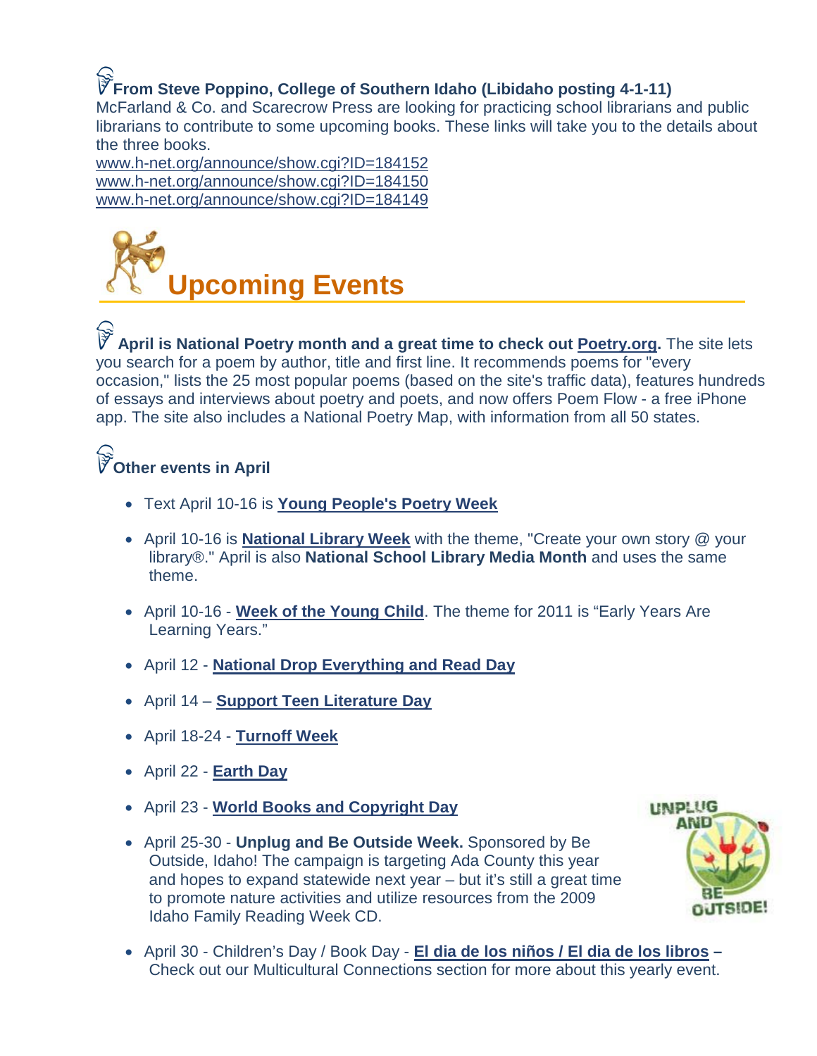**From Steve Poppino, College of Southern Idaho (Libidaho posting 4-1-11)**

McFarland & Co. and Scarecrow Press are looking for practicing school librarians and public librarians to contribute to some upcoming books. These links will take you to the details about the three books.

www.h-net.org/announce/show.cgi?ID=184152
www.h-net.org/announce/show.cgi?ID=184150
www.h-net.org/announce/show.cgi?ID=184149

# Upcoming Events

**April is National Poetry month and a great time to check out Poetry.org.** The site lets you search for a poem by author, title and first line. It recommends poems for "every occasion," lists the 25 most popular poems (based on the site's traffic data), features hundreds of essays and interviews about poetry and poets, and now offers Poem Flow - a free iPhone app. The site also includes a National Poetry Map, with information from all 50 states.

**Other events in April**

- Text April 10-16 is **Young People's Poetry Week**
- April 10-16 is **National Library Week** with the theme, "Create your own story @ your library®." April is also **National School Library Media Month** and uses the same theme.
- April 10-16 - **Week of the Young Child**. The theme for 2011 is "Early Years Are Learning Years."
- April 12 - **National Drop Everything and Read Day**
- April 14 – **Support Teen Literature Day**
- April 18-24 - **Turnoff Week**
- April 22 - **Earth Day**
- April 23 - **World Books and Copyright Day**
- April 25-30 - **Unplug and Be Outside Week.** Sponsored by Be Outside, Idaho! The campaign is targeting Ada County this year and hopes to expand statewide next year – but it's still a great time to promote nature activities and utilize resources from the 2009 Idaho Family Reading Week CD.
- April 30 - Children's Day / Book Day - **El dia de los niños / El dia de los libros –** Check out our Multicultural Connections section for more about this yearly event.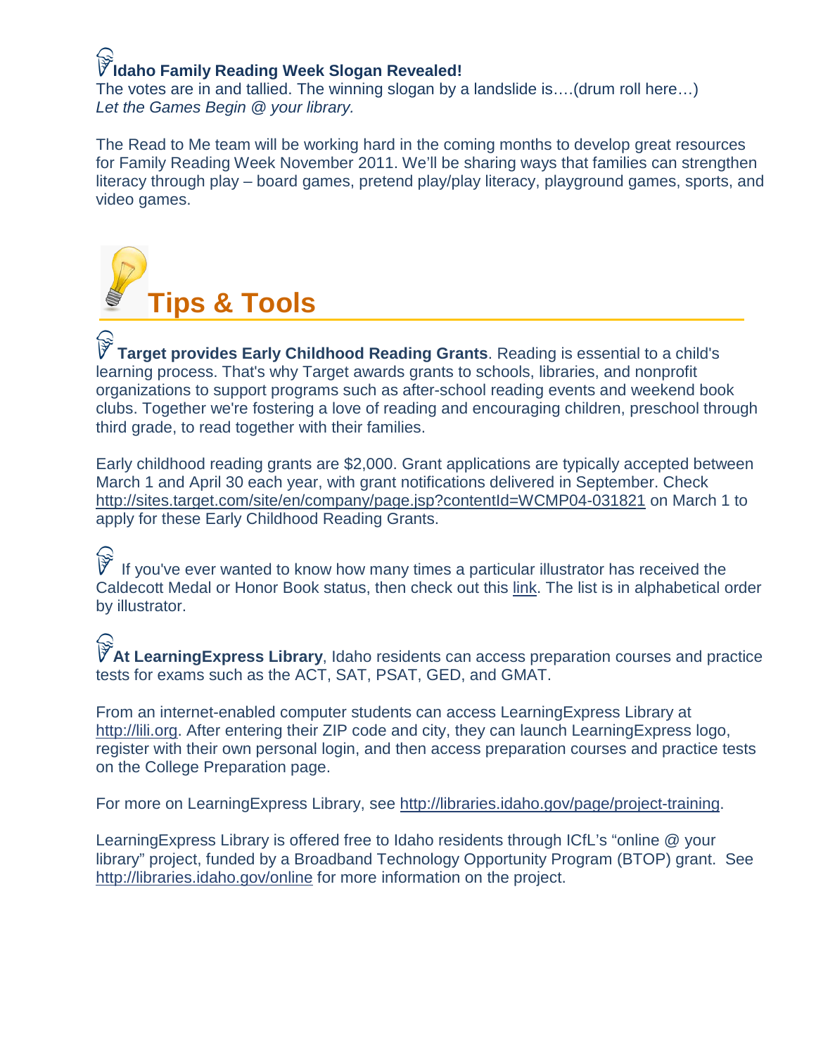**Idaho Family Reading Week Slogan Revealed!**

The votes are in and tallied. The winning slogan by a landslide is….(drum roll here…)
*Let the Games Begin @ your library.*

The Read to Me team will be working hard in the coming months to develop great resources for Family Reading Week November 2011. We'll be sharing ways that families can strengthen literacy through play – board games, pretend play/play literacy, playground games, sports, and video games.

## Tips & Tools

**Target provides Early Childhood Reading Grants**. Reading is essential to a child's learning process. That's why Target awards grants to schools, libraries, and nonprofit organizations to support programs such as after-school reading events and weekend book clubs. Together we're fostering a love of reading and encouraging children, preschool through third grade, to read together with their families.

Early childhood reading grants are $2,000. Grant applications are typically accepted between March 1 and April 30 each year, with grant notifications delivered in September. Check http://sites.target.com/site/en/company/page.jsp?contentId=WCMP04-031821 on March 1 to apply for these Early Childhood Reading Grants.

If you've ever wanted to know how many times a particular illustrator has received the Caldecott Medal or Honor Book status, then check out this link. The list is in alphabetical order by illustrator.

**At LearningExpress Library**, Idaho residents can access preparation courses and practice tests for exams such as the ACT, SAT, PSAT, GED, and GMAT.

From an internet-enabled computer students can access LearningExpress Library at http://lili.org. After entering their ZIP code and city, they can launch LearningExpress logo, register with their own personal login, and then access preparation courses and practice tests on the College Preparation page.

For more on LearningExpress Library, see http://libraries.idaho.gov/page/project-training.

LearningExpress Library is offered free to Idaho residents through ICfL's "online @ your library" project, funded by a Broadband Technology Opportunity Program (BTOP) grant. See http://libraries.idaho.gov/online for more information on the project.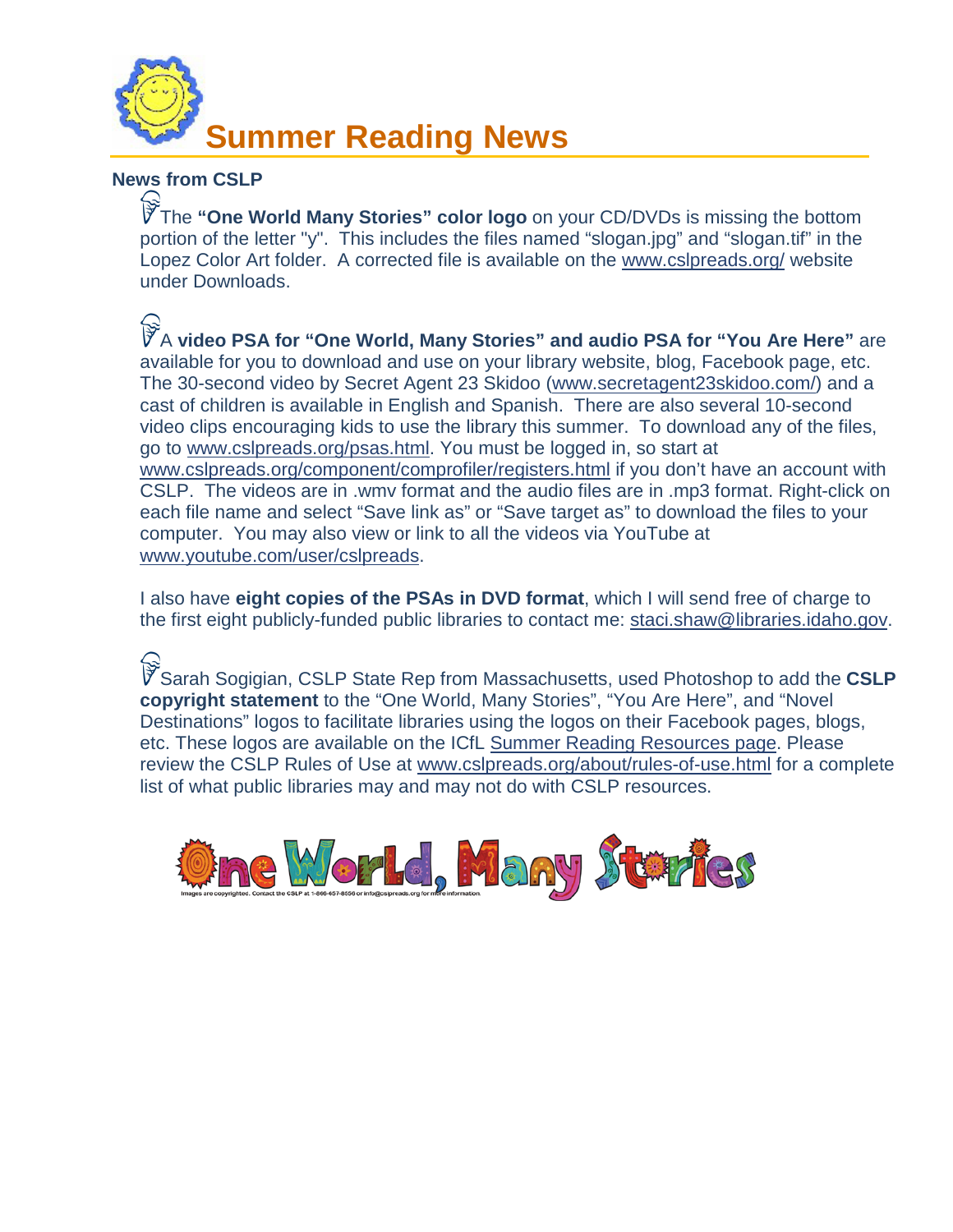# Summer Reading News

### News from CSLP

- The **"One World Many Stories" color logo** on your CD/DVDs is missing the bottom portion of the letter "y". This includes the files named "slogan.jpg" and "slogan.tif" in the Lopez Color Art folder. A corrected file is available on the www.cslpreads.org/ website under Downloads.

- A **video PSA for "One World, Many Stories" and audio PSA for "You Are Here"** are available for you to download and use on your library website, blog, Facebook page, etc. The 30-second video by Secret Agent 23 Skidoo (www.secretagent23skidoo.com/) and a cast of children is available in English and Spanish. There are also several 10-second video clips encouraging kids to use the library this summer. To download any of the files, go to www.cslpreads.org/psas.html. You must be logged in, so start at www.cslpreads.org/component/comprofiler/registers.html if you don't have an account with CSLP. The videos are in .wmv format and the audio files are in .mp3 format. Right-click on each file name and select "Save link as" or "Save target as" to download the files to your computer. You may also view or link to all the videos via YouTube at www.youtube.com/user/cslpreads.

  I also have **eight copies of the PSAs in DVD format**, which I will send free of charge to the first eight publicly-funded public libraries to contact me: staci.shaw@libraries.idaho.gov.

- Sarah Sogigian, CSLP State Rep from Massachusetts, used Photoshop to add the **CSLP copyright statement** to the "One World, Many Stories", "You Are Here", and "Novel Destinations" logos to facilitate libraries using the logos on their Facebook pages, blogs, etc. These logos are available on the ICfL Summer Reading Resources page. Please review the CSLP Rules of Use at www.cslpreads.org/about/rules-of-use.html for a complete list of what public libraries may and may not do with CSLP resources.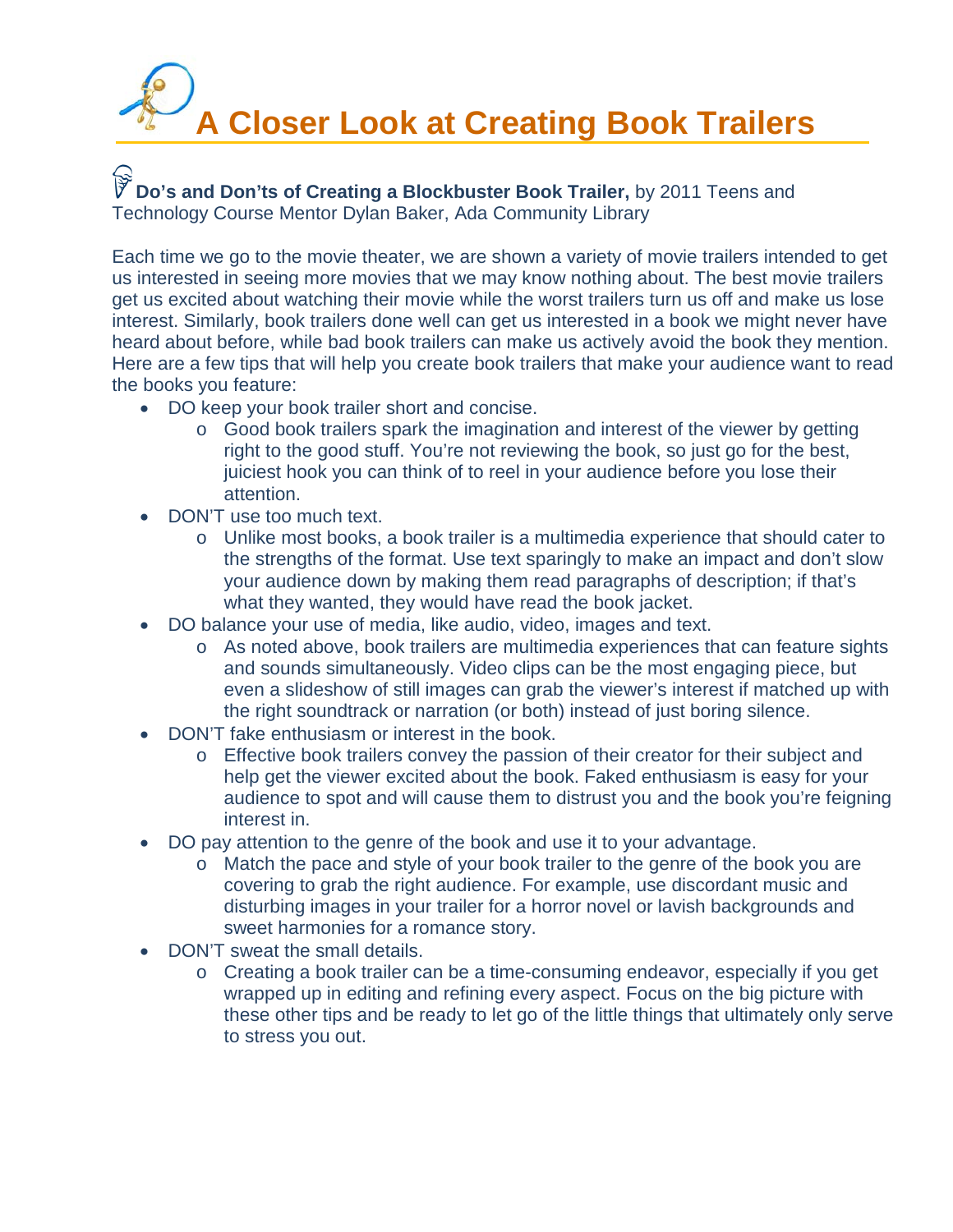# A Closer Look at Creating Book Trailers

**Do's and Don'ts of Creating a Blockbuster Book Trailer,** by 2011 Teens and Technology Course Mentor Dylan Baker, Ada Community Library

Each time we go to the movie theater, we are shown a variety of movie trailers intended to get us interested in seeing more movies that we may know nothing about. The best movie trailers get us excited about watching their movie while the worst trailers turn us off and make us lose interest. Similarly, book trailers done well can get us interested in a book we might never have heard about before, while bad book trailers can make us actively avoid the book they mention. Here are a few tips that will help you create book trailers that make your audience want to read the books you feature:

- DO keep your book trailer short and concise.
  - Good book trailers spark the imagination and interest of the viewer by getting right to the good stuff. You're not reviewing the book, so just go for the best, juiciest hook you can think of to reel in your audience before you lose their attention.
- DON'T use too much text.
  - Unlike most books, a book trailer is a multimedia experience that should cater to the strengths of the format. Use text sparingly to make an impact and don't slow your audience down by making them read paragraphs of description; if that's what they wanted, they would have read the book jacket.
- DO balance your use of media, like audio, video, images and text.
  - As noted above, book trailers are multimedia experiences that can feature sights and sounds simultaneously. Video clips can be the most engaging piece, but even a slideshow of still images can grab the viewer's interest if matched up with the right soundtrack or narration (or both) instead of just boring silence.
- DON'T fake enthusiasm or interest in the book.
  - Effective book trailers convey the passion of their creator for their subject and help get the viewer excited about the book. Faked enthusiasm is easy for your audience to spot and will cause them to distrust you and the book you're feigning interest in.
- DO pay attention to the genre of the book and use it to your advantage.
  - Match the pace and style of your book trailer to the genre of the book you are covering to grab the right audience. For example, use discordant music and disturbing images in your trailer for a horror novel or lavish backgrounds and sweet harmonies for a romance story.
- DON'T sweat the small details.
  - Creating a book trailer can be a time-consuming endeavor, especially if you get wrapped up in editing and refining every aspect. Focus on the big picture with these other tips and be ready to let go of the little things that ultimately only serve to stress you out.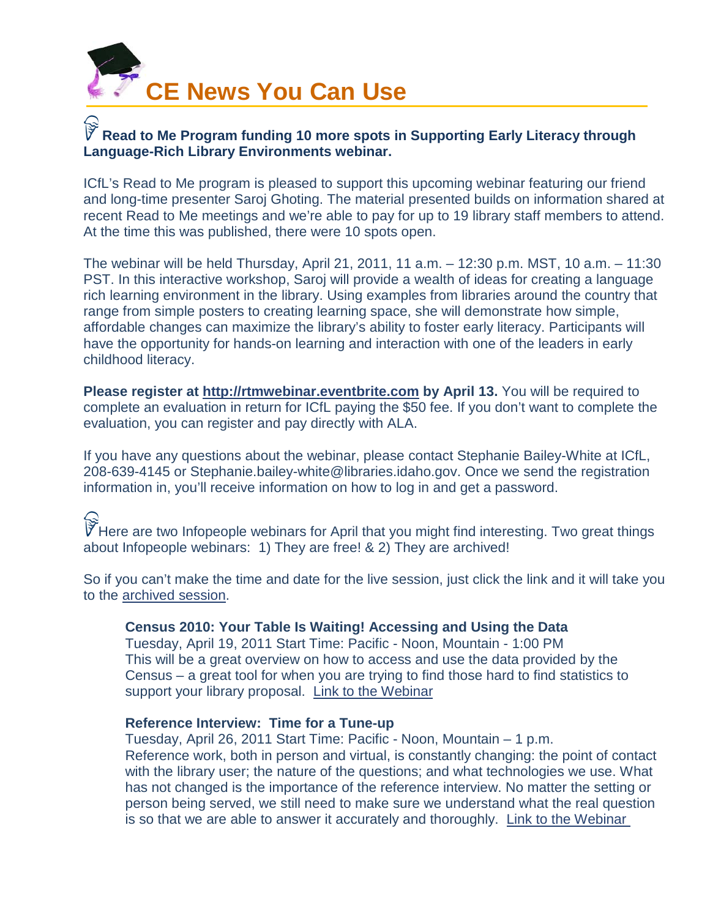# CE News You Can Use

**Read to Me Program funding 10 more spots in Supporting Early Literacy through Language-Rich Library Environments webinar.**

ICfL's Read to Me program is pleased to support this upcoming webinar featuring our friend and long-time presenter Saroj Ghoting. The material presented builds on information shared at recent Read to Me meetings and we're able to pay for up to 19 library staff members to attend. At the time this was published, there were 10 spots open.

The webinar will be held Thursday, April 21, 2011, 11 a.m. – 12:30 p.m. MST, 10 a.m. – 11:30 PST. In this interactive workshop, Saroj will provide a wealth of ideas for creating a language rich learning environment in the library. Using examples from libraries around the country that range from simple posters to creating learning space, she will demonstrate how simple, affordable changes can maximize the library's ability to foster early literacy. Participants will have the opportunity for hands-on learning and interaction with one of the leaders in early childhood literacy.

**Please register at http://rtmwebinar.eventbrite.com by April 13.** You will be required to complete an evaluation in return for ICfL paying the $50 fee. If you don't want to complete the evaluation, you can register and pay directly with ALA.

If you have any questions about the webinar, please contact Stephanie Bailey-White at ICfL, 208-639-4145 or Stephanie.bailey-white@libraries.idaho.gov. Once we send the registration information in, you'll receive information on how to log in and get a password.

Here are two Infopeople webinars for April that you might find interesting. Two great things about Infopeople webinars: 1) They are free! & 2) They are archived!

So if you can't make the time and date for the live session, just click the link and it will take you to the archived session.

**Census 2010: Your Table Is Waiting! Accessing and Using the Data**
Tuesday, April 19, 2011 Start Time: Pacific - Noon, Mountain - 1:00 PM
This will be a great overview on how to access and use the data provided by the Census – a great tool for when you are trying to find those hard to find statistics to support your library proposal. Link to the Webinar

**Reference Interview: Time for a Tune-up**
Tuesday, April 26, 2011 Start Time: Pacific - Noon, Mountain – 1 p.m.
Reference work, both in person and virtual, is constantly changing: the point of contact with the library user; the nature of the questions; and what technologies we use. What has not changed is the importance of the reference interview. No matter the setting or person being served, we still need to make sure we understand what the real question is so that we are able to answer it accurately and thoroughly. Link to the Webinar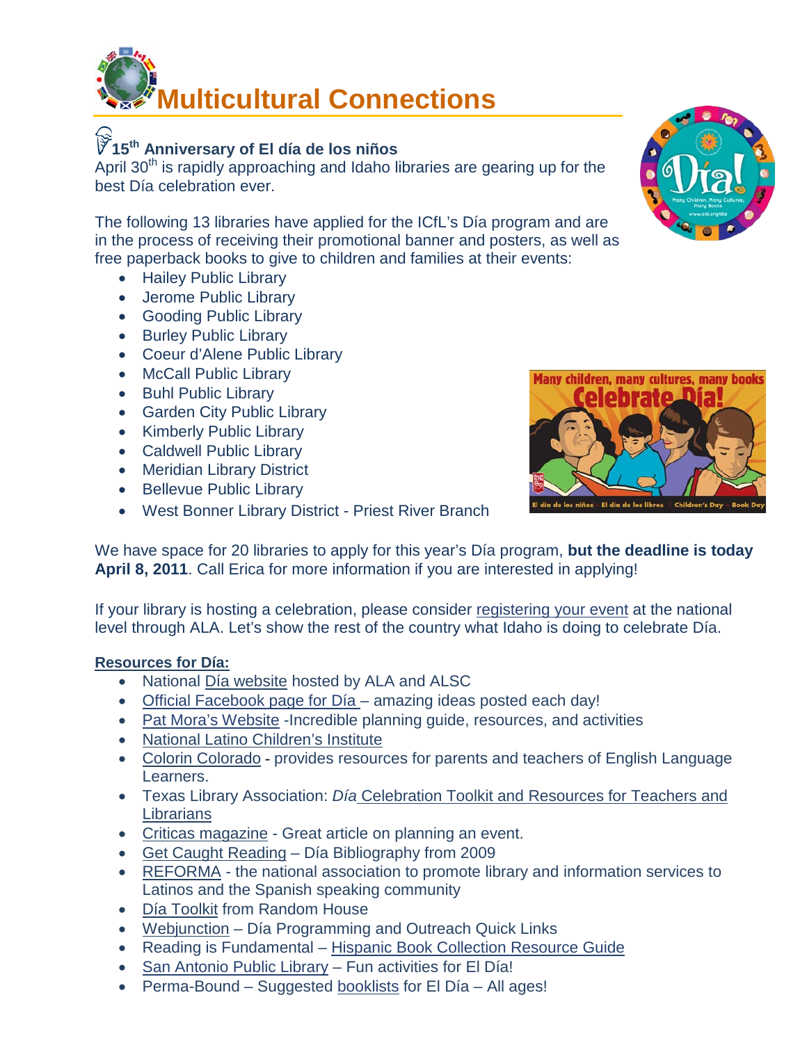# Multicultural Connections

### 15th Anniversary of El día de los niños

April 30th is rapidly approaching and Idaho libraries are gearing up for the best Día celebration ever.

The following 13 libraries have applied for the ICfL's Día program and are in the process of receiving their promotional banner and posters, as well as free paperback books to give to children and families at their events:

- Hailey Public Library
- Jerome Public Library
- Gooding Public Library
- Burley Public Library
- Coeur d'Alene Public Library
- McCall Public Library
- Buhl Public Library
- Garden City Public Library
- Kimberly Public Library
- Caldwell Public Library
- Meridian Library District
- Bellevue Public Library
- West Bonner Library District - Priest River Branch

We have space for 20 libraries to apply for this year's Día program, **but the deadline is today April 8, 2011**. Call Erica for more information if you are interested in applying!

If your library is hosting a celebration, please consider registering your event at the national level through ALA. Let's show the rest of the country what Idaho is doing to celebrate Día.

**Resources for Día:**

- National Día website hosted by ALA and ALSC
- Official Facebook page for Día – amazing ideas posted each day!
- Pat Mora's Website -Incredible planning guide, resources, and activities
- National Latino Children's Institute
- Colorin Colorado - provides resources for parents and teachers of English Language Learners.
- Texas Library Association: *Día* Celebration Toolkit and Resources for Teachers and Librarians
- Criticas magazine - Great article on planning an event.
- Get Caught Reading – Día Bibliography from 2009
- REFORMA - the national association to promote library and information services to Latinos and the Spanish speaking community
- Día Toolkit from Random House
- Webjunction – Día Programming and Outreach Quick Links
- Reading is Fundamental – Hispanic Book Collection Resource Guide
- San Antonio Public Library – Fun activities for El Día!
- Perma-Bound – Suggested booklists for El Día – All ages!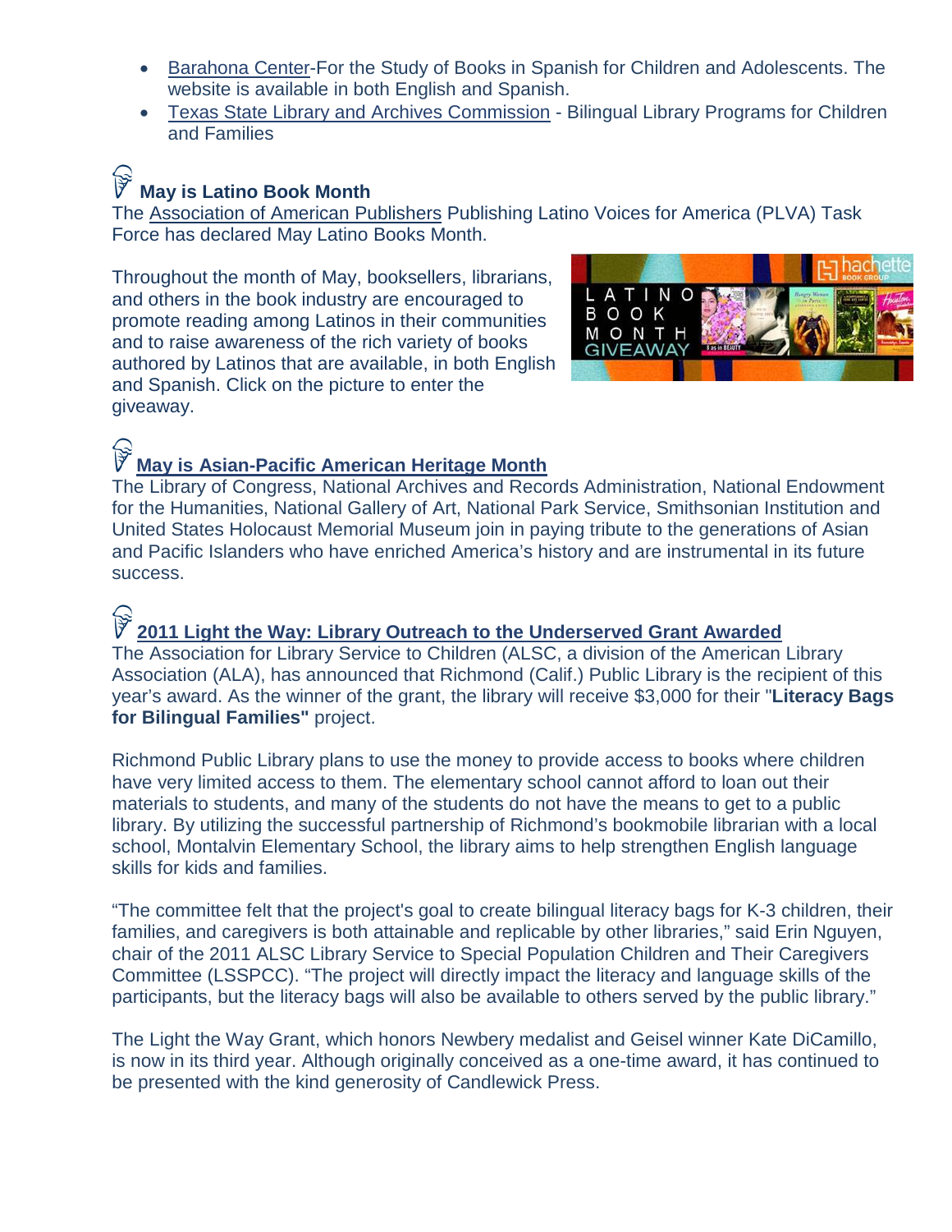- Barahona Center-For the Study of Books in Spanish for Children and Adolescents. The website is available in both English and Spanish.
- Texas State Library and Archives Commission - Bilingual Library Programs for Children and Families

### May is Latino Book Month

The Association of American Publishers Publishing Latino Voices for America (PLVA) Task Force has declared May Latino Books Month.

Throughout the month of May, booksellers, librarians, and others in the book industry are encouraged to promote reading among Latinos in their communities and to raise awareness of the rich variety of books authored by Latinos that are available, in both English and Spanish. Click on the picture to enter the giveaway.

### May is Asian-Pacific American Heritage Month

The Library of Congress, National Archives and Records Administration, National Endowment for the Humanities, National Gallery of Art, National Park Service, Smithsonian Institution and United States Holocaust Memorial Museum join in paying tribute to the generations of Asian and Pacific Islanders who have enriched America's history and are instrumental in its future success.

### 2011 Light the Way: Library Outreach to the Underserved Grant Awarded

The Association for Library Service to Children (ALSC, a division of the American Library Association (ALA), has announced that Richmond (Calif.) Public Library is the recipient of this year's award. As the winner of the grant, the library will receive $3,000 for their "**Literacy Bags for Bilingual Families"** project.

Richmond Public Library plans to use the money to provide access to books where children have very limited access to them. The elementary school cannot afford to loan out their materials to students, and many of the students do not have the means to get to a public library. By utilizing the successful partnership of Richmond's bookmobile librarian with a local school, Montalvin Elementary School, the library aims to help strengthen English language skills for kids and families.

"The committee felt that the project's goal to create bilingual literacy bags for K-3 children, their families, and caregivers is both attainable and replicable by other libraries," said Erin Nguyen, chair of the 2011 ALSC Library Service to Special Population Children and Their Caregivers Committee (LSSPCC). "The project will directly impact the literacy and language skills of the participants, but the literacy bags will also be available to others served by the public library."

The Light the Way Grant, which honors Newbery medalist and Geisel winner Kate DiCamillo, is now in its third year. Although originally conceived as a one-time award, it has continued to be presented with the kind generosity of Candlewick Press.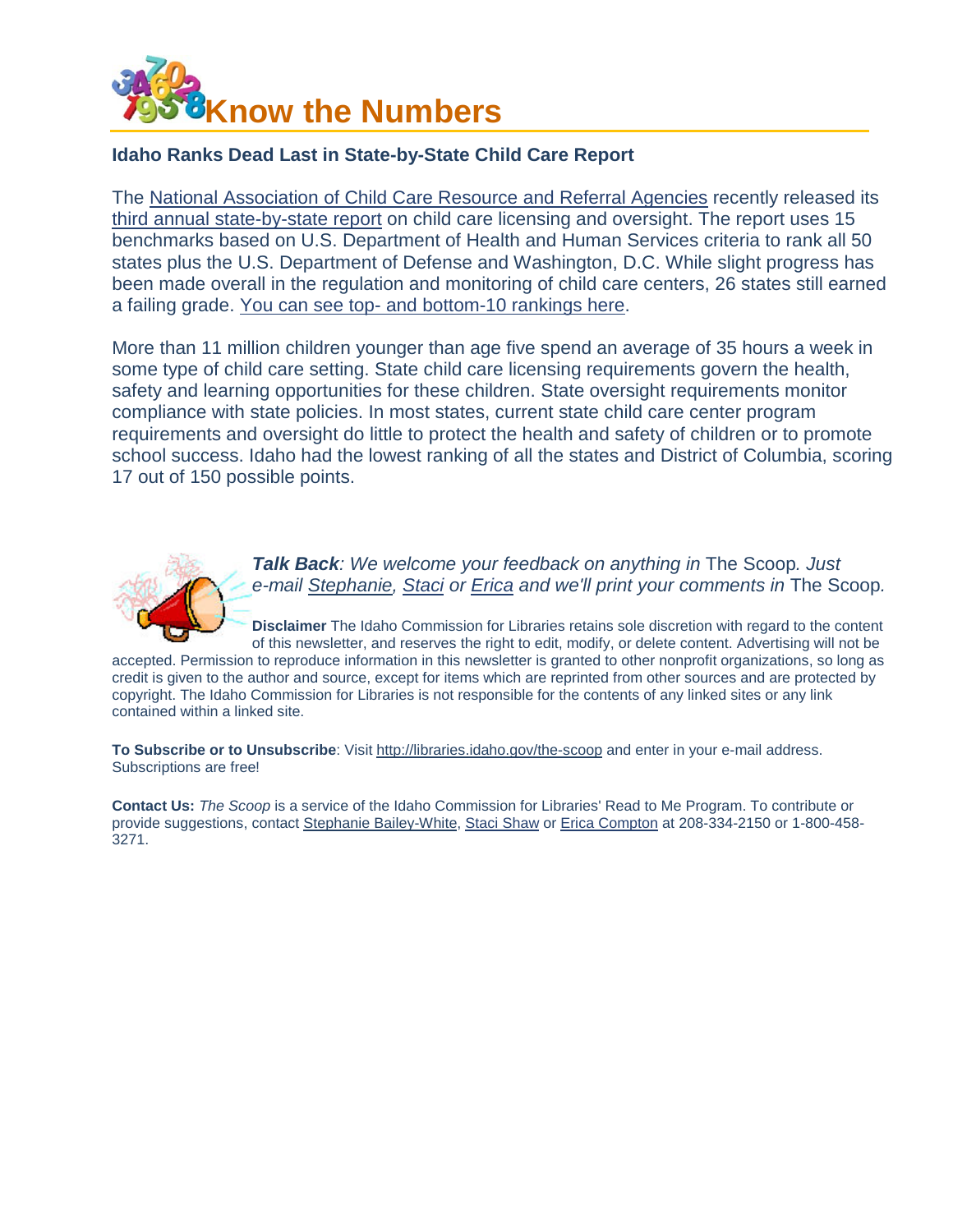# Know the Numbers

### Idaho Ranks Dead Last in State-by-State Child Care Report

The National Association of Child Care Resource and Referral Agencies recently released its third annual state-by-state report on child care licensing and oversight. The report uses 15 benchmarks based on U.S. Department of Health and Human Services criteria to rank all 50 states plus the U.S. Department of Defense and Washington, D.C. While slight progress has been made overall in the regulation and monitoring of child care centers, 26 states still earned a failing grade. You can see top- and bottom-10 rankings here.

More than 11 million children younger than age five spend an average of 35 hours a week in some type of child care setting. State child care licensing requirements govern the health, safety and learning opportunities for these children. State oversight requirements monitor compliance with state policies. In most states, current state child care center program requirements and oversight do little to protect the health and safety of children or to promote school success. Idaho had the lowest ranking of all the states and District of Columbia, scoring 17 out of 150 possible points.

***Talk Back****: We welcome your feedback on anything in* The Scoop*. Just e-mail Stephanie, Staci or Erica and we'll print your comments in* The Scoop*.*

**Disclaimer** The Idaho Commission for Libraries retains sole discretion with regard to the content of this newsletter, and reserves the right to edit, modify, or delete content. Advertising will not be accepted. Permission to reproduce information in this newsletter is granted to other nonprofit organizations, so long as credit is given to the author and source, except for items which are reprinted from other sources and are protected by copyright. The Idaho Commission for Libraries is not responsible for the contents of any linked sites or any link contained within a linked site.

**To Subscribe or to Unsubscribe**: Visit http://libraries.idaho.gov/the-scoop and enter in your e-mail address. Subscriptions are free!

**Contact Us:** *The Scoop* is a service of the Idaho Commission for Libraries' Read to Me Program. To contribute or provide suggestions, contact Stephanie Bailey-White, Staci Shaw or Erica Compton at 208-334-2150 or 1-800-458-3271.